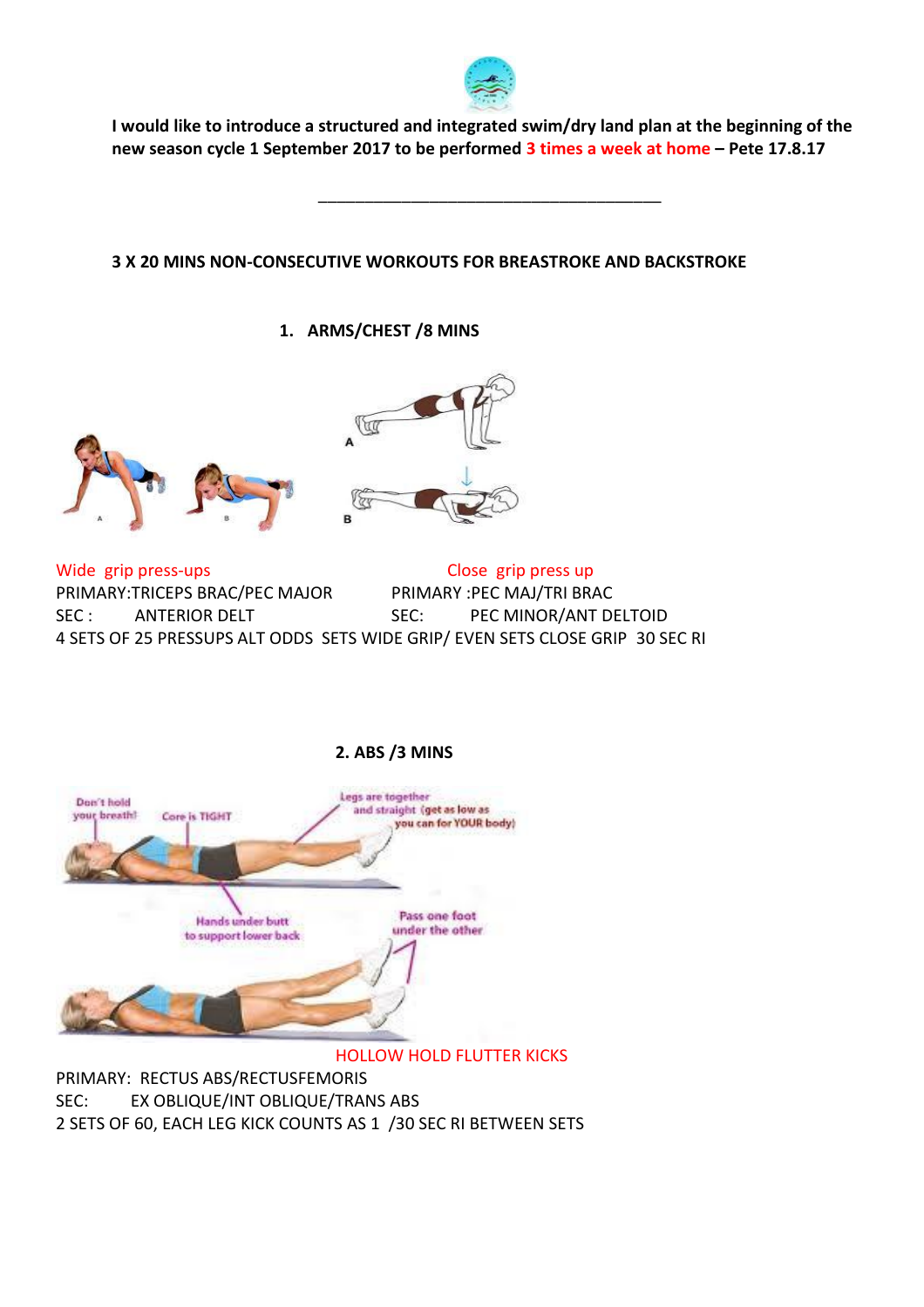**I would like to introduce a structured and integrated swim/dry land plan at the beginning of the new season cycle 1 September 2017 to be performed 3 times a week at home – Pete 17.8.17**

---

**3 X 20 MINS NON-CONSECUTIVE WORKOUTS FOR BREASTROKE AND BACKSTROKE**

## 1. ARMS/CHEST /8 MINS

Wide grip press-ups
PRIMARY:TRICEPS BRAC/PEC MAJOR
SEC : ANTERIOR DELT

Close grip press up
PRIMARY :PEC MAJ/TRI BRAC
SEC: PEC MINOR/ANT DELTOID

4 SETS OF 25 PRESSUPS ALT ODDS SETS WIDE GRIP/ EVEN SETS CLOSE GRIP 30 SEC RI

## 2. ABS /3 MINS

HOLLOW HOLD FLUTTER KICKS
PRIMARY: RECTUS ABS/RECTUSFEMORIS
SEC: EX OBLIQUE/INT OBLIQUE/TRANS ABS
2 SETS OF 60, EACH LEG KICK COUNTS AS 1 /30 SEC RI BETWEEN SETS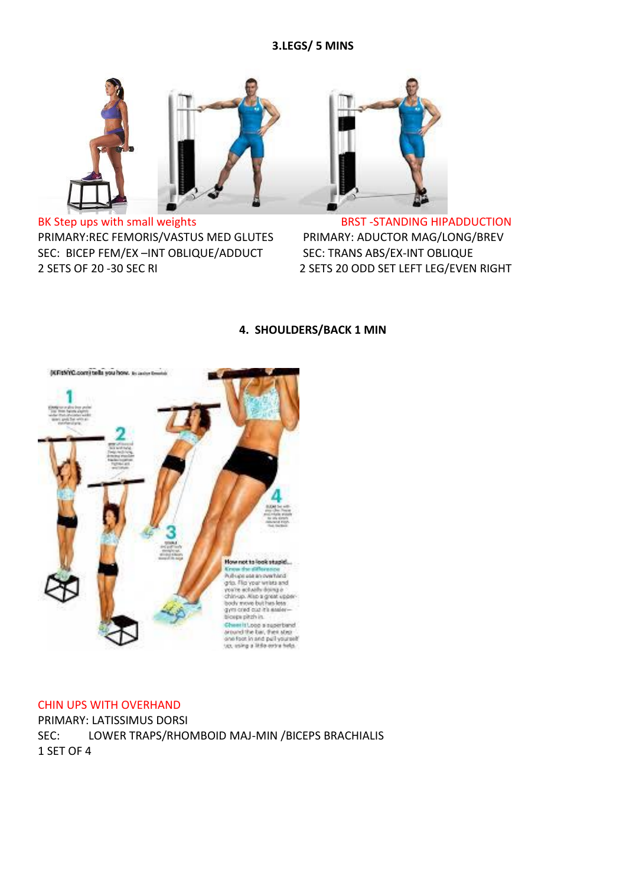**3.LEGS/ 5 MINS**

BK Step ups with small weights
PRIMARY:REC FEMORIS/VASTUS MED GLUTES
SEC: BICEP FEM/EX –INT OBLIQUE/ADDUCT
2 SETS OF 20 -30 SEC RI

BRST -STANDING HIPADDUCTION
PRIMARY: ADUCTOR MAG/LONG/BREV
SEC: TRANS ABS/EX-INT OBLIQUE
2 SETS 20 ODD SET LEFT LEG/EVEN RIGHT

**4. SHOULDERS/BACK 1 MIN**

CHIN UPS WITH OVERHAND
PRIMARY: LATISSIMUS DORSI
SEC: LOWER TRAPS/RHOMBOID MAJ-MIN /BICEPS BRACHIALIS
1 SET OF 4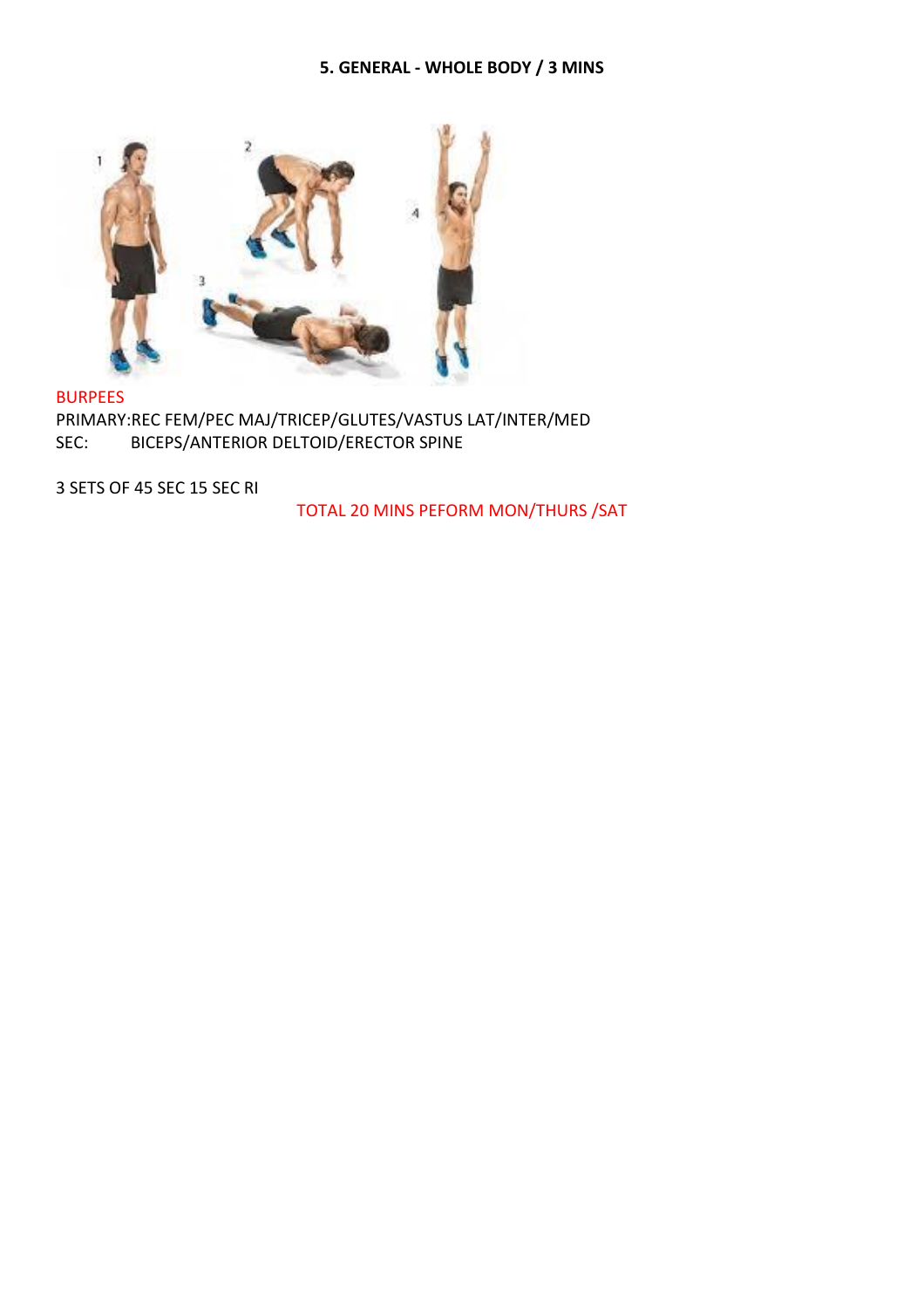**5. GENERAL - WHOLE BODY / 3 MINS**

BURPEES

PRIMARY:REC FEM/PEC MAJ/TRICEP/GLUTES/VASTUS LAT/INTER/MED

SEC: BICEPS/ANTERIOR DELTOID/ERECTOR SPINE

3 SETS OF 45 SEC 15 SEC RI

TOTAL 20 MINS PEFORM MON/THURS /SAT